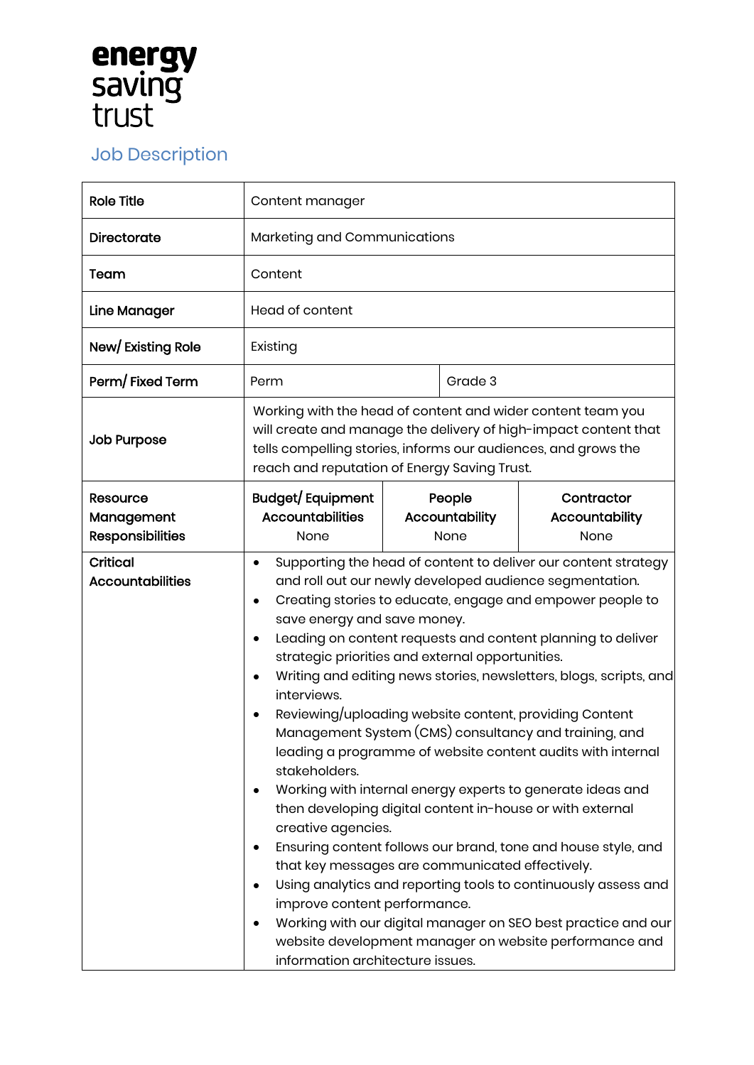energy saving trust

## Job Description

| | | | |
|---|---|---|---|
| **Role Title** | Content manager | | |
| **Directorate** | Marketing and Communications | | |
| **Team** | Content | | |
| **Line Manager** | Head of content | | |
| **New/ Existing Role** | Existing | | |
| **Perm/ Fixed Term** | Perm | Grade 3 | |
| **Job Purpose** | Working with the head of content and wider content team you will create and manage the delivery of high-impact content that tells compelling stories, informs our audiences, and grows the reach and reputation of Energy Saving Trust. | | |
| **Resource Management Responsibilities** | **Budget/ Equipment Accountabilities** None | **People Accountability** None | **Contractor Accountability** None |
| **Critical Accountabilities** | • Supporting the head of content to deliver our content strategy and roll out our newly developed audience segmentation.<br>• Creating stories to educate, engage and empower people to save energy and save money.<br>• Leading on content requests and content planning to deliver strategic priorities and external opportunities.<br>• Writing and editing news stories, newsletters, blogs, scripts, and interviews.<br>• Reviewing/uploading website content, providing Content Management System (CMS) consultancy and training, and leading a programme of website content audits with internal stakeholders.<br>• Working with internal energy experts to generate ideas and then developing digital content in-house or with external creative agencies.<br>• Ensuring content follows our brand, tone and house style, and that key messages are communicated effectively.<br>• Using analytics and reporting tools to continuously assess and improve content performance.<br>• Working with our digital manager on SEO best practice and our website development manager on website performance and information architecture issues. | | |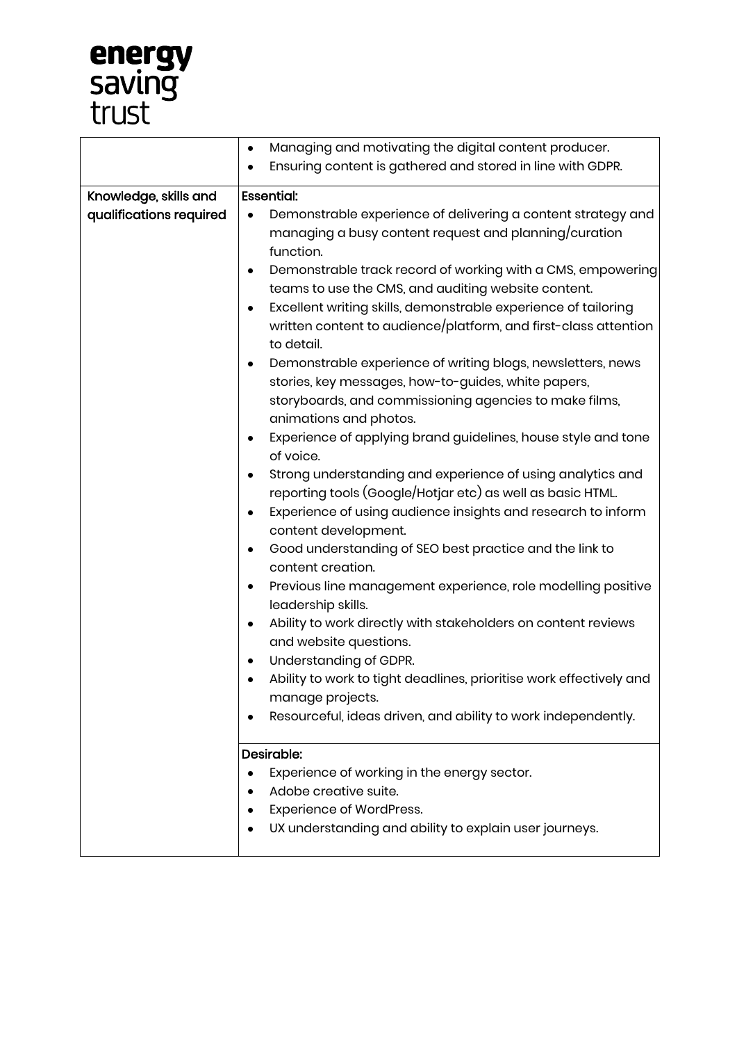| | |
|---|---|
| | • Managing and motivating the digital content producer.<br>• Ensuring content is gathered and stored in line with GDPR. |
| Knowledge, skills and qualifications required | Essential:<br>• Demonstrable experience of delivering a content strategy and managing a busy content request and planning/curation function.<br>• Demonstrable track record of working with a CMS, empowering teams to use the CMS, and auditing website content.<br>• Excellent writing skills, demonstrable experience of tailoring written content to audience/platform, and first-class attention to detail.<br>• Demonstrable experience of writing blogs, newsletters, news stories, key messages, how-to-guides, white papers, storyboards, and commissioning agencies to make films, animations and photos.<br>• Experience of applying brand guidelines, house style and tone of voice.<br>• Strong understanding and experience of using analytics and reporting tools (Google/Hotjar etc) as well as basic HTML.<br>• Experience of using audience insights and research to inform content development.<br>• Good understanding of SEO best practice and the link to content creation.<br>• Previous line management experience, role modelling positive leadership skills.<br>• Ability to work directly with stakeholders on content reviews and website questions.<br>• Understanding of GDPR.<br>• Ability to work to tight deadlines, prioritise work effectively and manage projects.<br>• Resourceful, ideas driven, and ability to work independently. |
| | Desirable:<br>• Experience of working in the energy sector.<br>• Adobe creative suite.<br>• Experience of WordPress.<br>• UX understanding and ability to explain user journeys. |